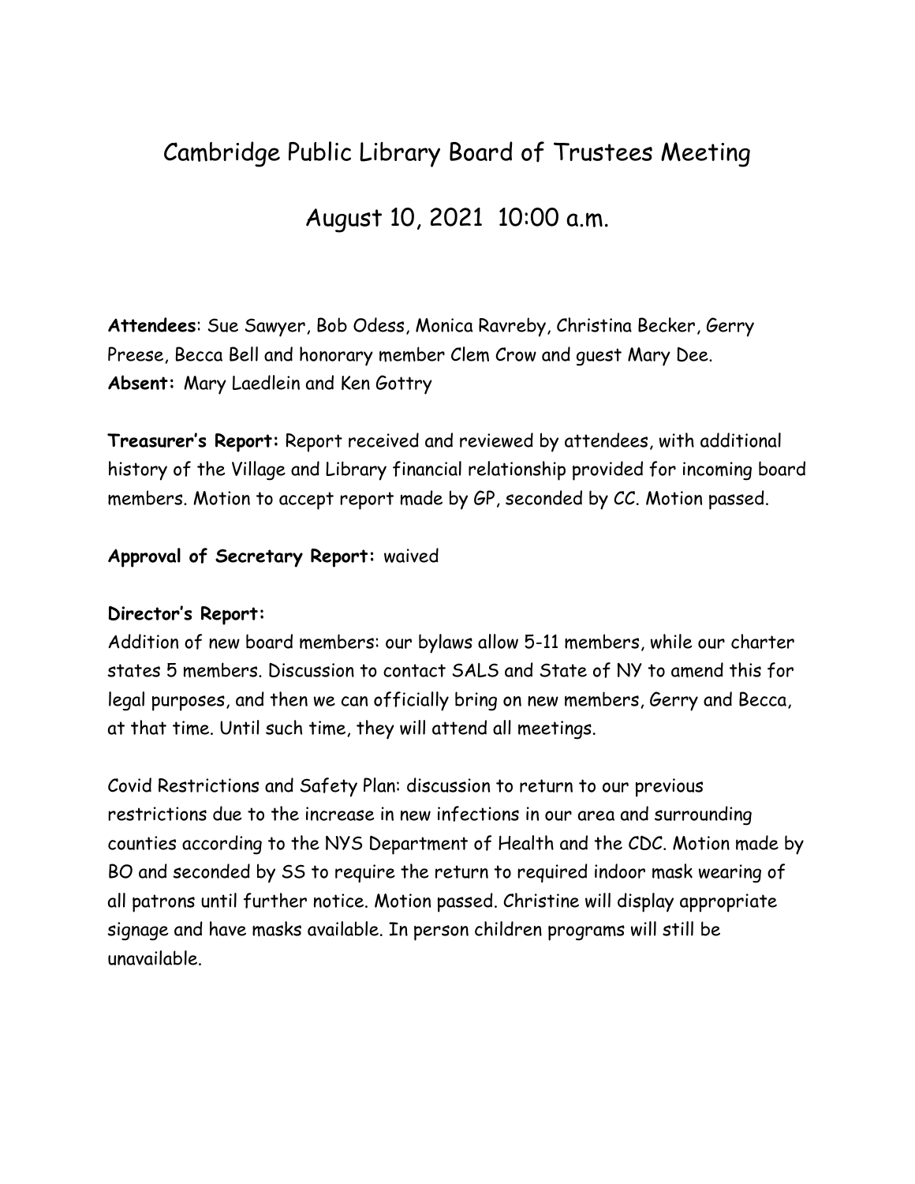# Cambridge Public Library Board of Trustees Meeting

## August 10, 2021 10:00 a.m.

**Attendees**: Sue Sawyer, Bob Odess, Monica Ravreby, Christina Becker, Gerry Preese, Becca Bell and honorary member Clem Crow and guest Mary Dee.
**Absent:** Mary Laedlein and Ken Gottry

**Treasurer's Report:** Report received and reviewed by attendees, with additional history of the Village and Library financial relationship provided for incoming board members. Motion to accept report made by GP, seconded by CC. Motion passed.

**Approval of Secretary Report:** waived

**Director's Report:**
Addition of new board members: our bylaws allow 5-11 members, while our charter states 5 members. Discussion to contact SALS and State of NY to amend this for legal purposes, and then we can officially bring on new members, Gerry and Becca, at that time. Until such time, they will attend all meetings.

Covid Restrictions and Safety Plan: discussion to return to our previous restrictions due to the increase in new infections in our area and surrounding counties according to the NYS Department of Health and the CDC. Motion made by BO and seconded by SS to require the return to required indoor mask wearing of all patrons until further notice. Motion passed. Christine will display appropriate signage and have masks available. In person children programs will still be unavailable.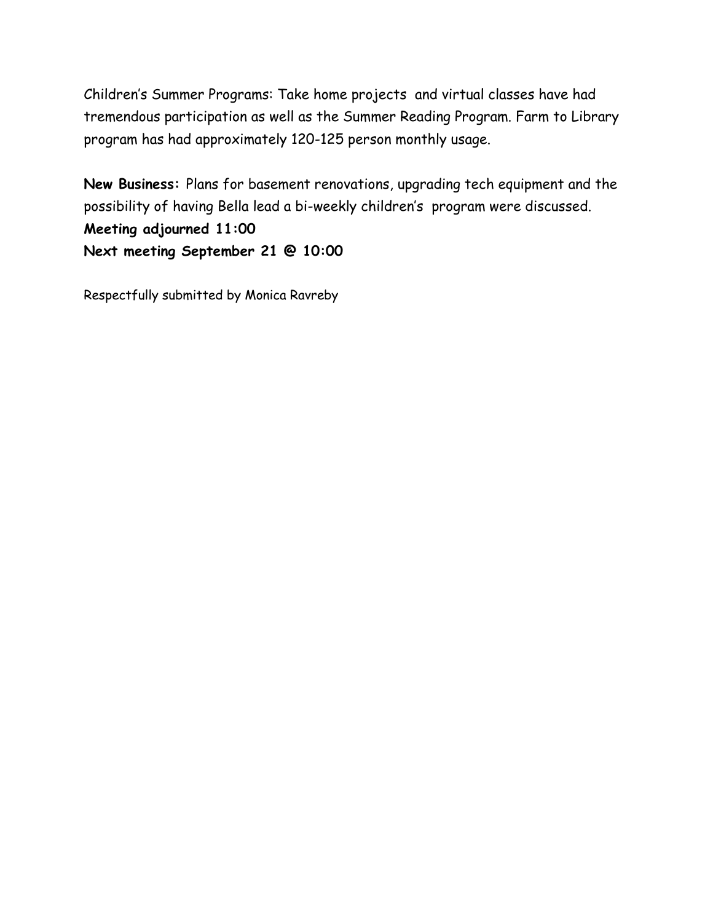Children's Summer Programs: Take home projects and virtual classes have had tremendous participation as well as the Summer Reading Program. Farm to Library program has had approximately 120-125 person monthly usage.

**New Business:** Plans for basement renovations, upgrading tech equipment and the possibility of having Bella lead a bi-weekly children's program were discussed.

**Meeting adjourned 11:00**

**Next meeting September 21 @ 10:00**

Respectfully submitted by Monica Ravreby